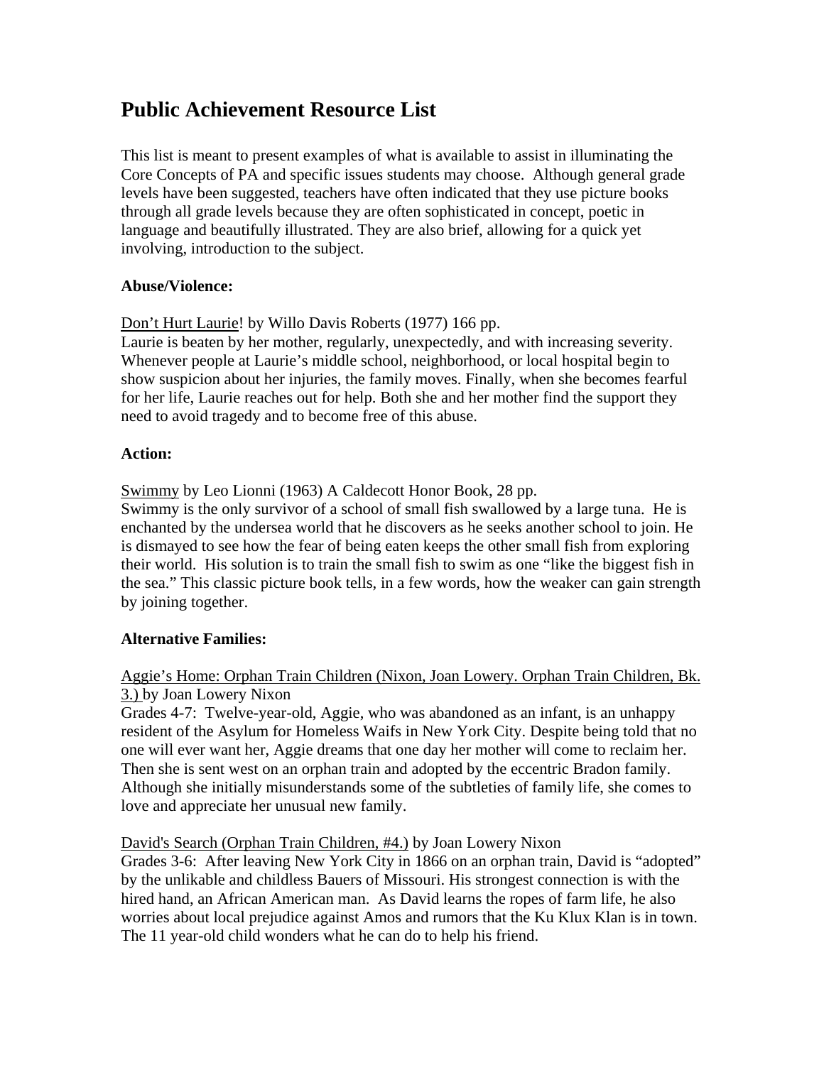# Public Achievement Resource List

This list is meant to present examples of what is available to assist in illuminating the Core Concepts of PA and specific issues students may choose. Although general grade levels have been suggested, teachers have often indicated that they use picture books through all grade levels because they are often sophisticated in concept, poetic in language and beautifully illustrated. They are also brief, allowing for a quick yet involving, introduction to the subject.

**Abuse/Violence:**

Don't Hurt Laurie! by Willo Davis Roberts (1977) 166 pp.
Laurie is beaten by her mother, regularly, unexpectedly, and with increasing severity. Whenever people at Laurie's middle school, neighborhood, or local hospital begin to show suspicion about her injuries, the family moves. Finally, when she becomes fearful for her life, Laurie reaches out for help. Both she and her mother find the support they need to avoid tragedy and to become free of this abuse.

**Action:**

Swimmy by Leo Lionni (1963) A Caldecott Honor Book, 28 pp.
Swimmy is the only survivor of a school of small fish swallowed by a large tuna. He is enchanted by the undersea world that he discovers as he seeks another school to join. He is dismayed to see how the fear of being eaten keeps the other small fish from exploring their world. His solution is to train the small fish to swim as one "like the biggest fish in the sea." This classic picture book tells, in a few words, how the weaker can gain strength by joining together.

**Alternative Families:**

Aggie's Home: Orphan Train Children (Nixon, Joan Lowery. Orphan Train Children, Bk. 3.) by Joan Lowery Nixon
Grades 4-7: Twelve-year-old, Aggie, who was abandoned as an infant, is an unhappy resident of the Asylum for Homeless Waifs in New York City. Despite being told that no one will ever want her, Aggie dreams that one day her mother will come to reclaim her. Then she is sent west on an orphan train and adopted by the eccentric Bradon family. Although she initially misunderstands some of the subtleties of family life, she comes to love and appreciate her unusual new family.

David's Search (Orphan Train Children, #4.) by Joan Lowery Nixon
Grades 3-6: After leaving New York City in 1866 on an orphan train, David is "adopted" by the unlikable and childless Bauers of Missouri. His strongest connection is with the hired hand, an African American man. As David learns the ropes of farm life, he also worries about local prejudice against Amos and rumors that the Ku Klux Klan is in town. The 11 year-old child wonders what he can do to help his friend.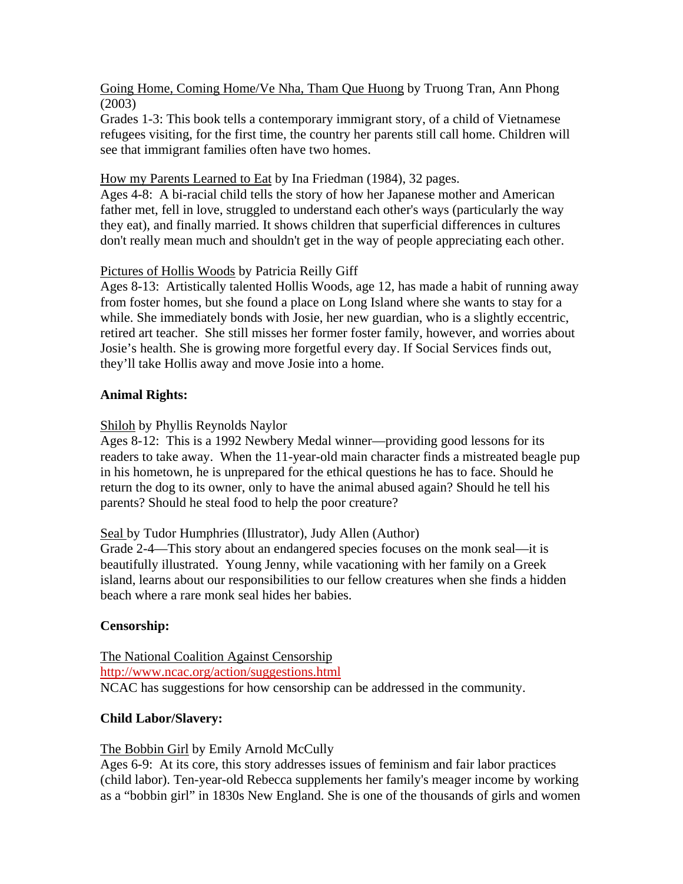Going Home, Coming Home/Ve Nha, Tham Que Huong by Truong Tran, Ann Phong (2003)
Grades 1-3: This book tells a contemporary immigrant story, of a child of Vietnamese refugees visiting, for the first time, the country her parents still call home. Children will see that immigrant families often have two homes.

How my Parents Learned to Eat by Ina Friedman (1984), 32 pages.
Ages 4-8: A bi-racial child tells the story of how her Japanese mother and American father met, fell in love, struggled to understand each other's ways (particularly the way they eat), and finally married. It shows children that superficial differences in cultures don't really mean much and shouldn't get in the way of people appreciating each other.

Pictures of Hollis Woods by Patricia Reilly Giff
Ages 8-13: Artistically talented Hollis Woods, age 12, has made a habit of running away from foster homes, but she found a place on Long Island where she wants to stay for a while. She immediately bonds with Josie, her new guardian, who is a slightly eccentric, retired art teacher. She still misses her former foster family, however, and worries about Josie's health. She is growing more forgetful every day. If Social Services finds out, they'll take Hollis away and move Josie into a home.

**Animal Rights:**

Shiloh by Phyllis Reynolds Naylor
Ages 8-12: This is a 1992 Newbery Medal winner—providing good lessons for its readers to take away. When the 11-year-old main character finds a mistreated beagle pup in his hometown, he is unprepared for the ethical questions he has to face. Should he return the dog to its owner, only to have the animal abused again? Should he tell his parents? Should he steal food to help the poor creature?

Seal by Tudor Humphries (Illustrator), Judy Allen (Author)
Grade 2-4—This story about an endangered species focuses on the monk seal—it is beautifully illustrated. Young Jenny, while vacationing with her family on a Greek island, learns about our responsibilities to our fellow creatures when she finds a hidden beach where a rare monk seal hides her babies.

**Censorship:**

The National Coalition Against Censorship
http://www.ncac.org/action/suggestions.html
NCAC has suggestions for how censorship can be addressed in the community.

**Child Labor/Slavery:**

The Bobbin Girl by Emily Arnold McCully
Ages 6-9: At its core, this story addresses issues of feminism and fair labor practices (child labor). Ten-year-old Rebecca supplements her family's meager income by working as a "bobbin girl" in 1830s New England. She is one of the thousands of girls and women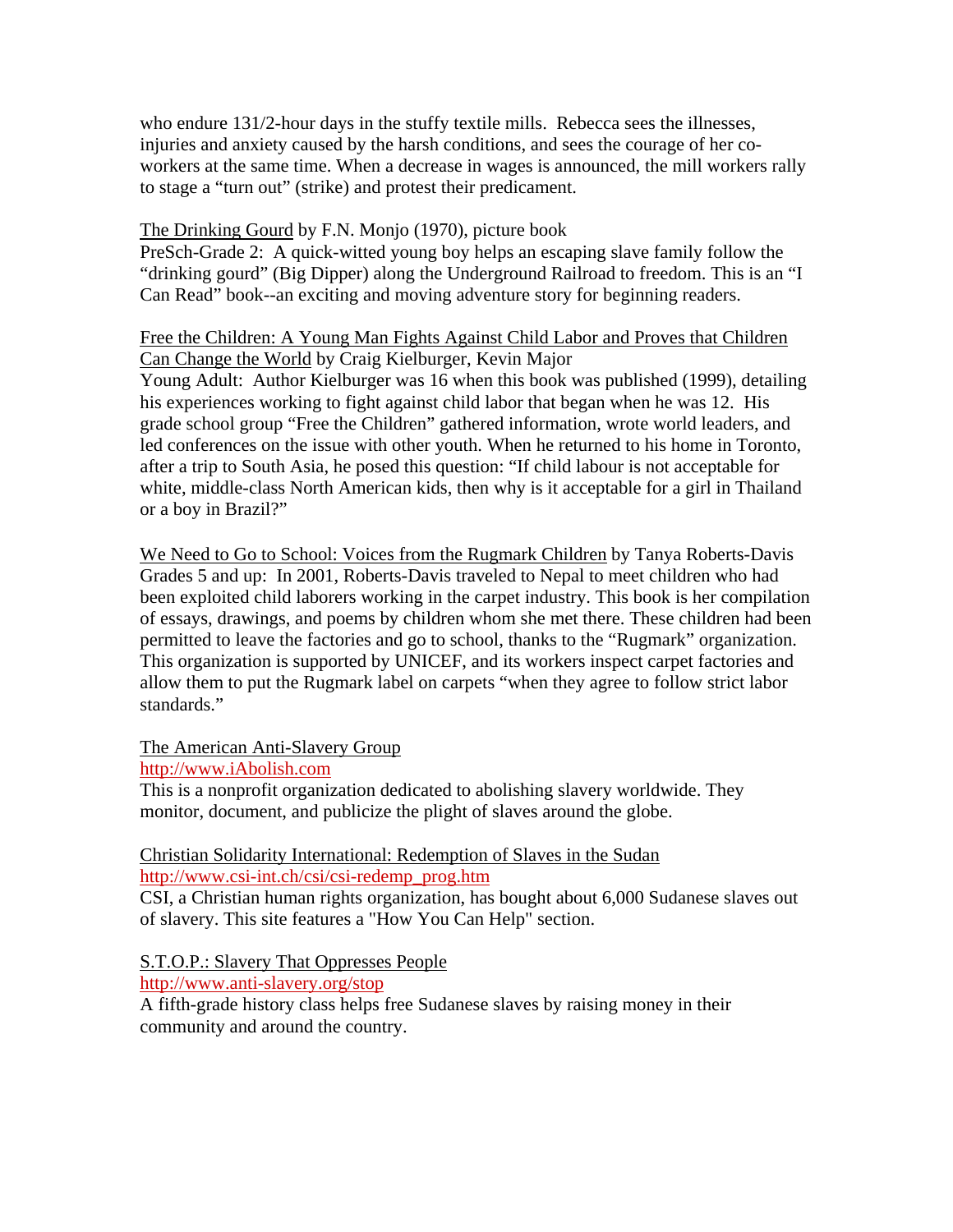who endure 131/2-hour days in the stuffy textile mills. Rebecca sees the illnesses, injuries and anxiety caused by the harsh conditions, and sees the courage of her co-workers at the same time. When a decrease in wages is announced, the mill workers rally to stage a "turn out" (strike) and protest their predicament.

<u>The Drinking Gourd</u> by F.N. Monjo (1970), picture book
PreSch-Grade 2: A quick-witted young boy helps an escaping slave family follow the "drinking gourd" (Big Dipper) along the Underground Railroad to freedom. This is an "I Can Read" book--an exciting and moving adventure story for beginning readers.

<u>Free the Children: A Young Man Fights Against Child Labor and Proves that Children Can Change the World</u> by Craig Kielburger, Kevin Major
Young Adult: Author Kielburger was 16 when this book was published (1999), detailing his experiences working to fight against child labor that began when he was 12. His grade school group "Free the Children" gathered information, wrote world leaders, and led conferences on the issue with other youth. When he returned to his home in Toronto, after a trip to South Asia, he posed this question: "If child labour is not acceptable for white, middle-class North American kids, then why is it acceptable for a girl in Thailand or a boy in Brazil?"

<u>We Need to Go to School: Voices from the Rugmark Children</u> by Tanya Roberts-Davis
Grades 5 and up: In 2001, Roberts-Davis traveled to Nepal to meet children who had been exploited child laborers working in the carpet industry. This book is her compilation of essays, drawings, and poems by children whom she met there. These children had been permitted to leave the factories and go to school, thanks to the "Rugmark" organization. This organization is supported by UNICEF, and its workers inspect carpet factories and allow them to put the Rugmark label on carpets "when they agree to follow strict labor standards."

<u>The American Anti-Slavery Group</u>
http://www.iAbolish.com
This is a nonprofit organization dedicated to abolishing slavery worldwide. They monitor, document, and publicize the plight of slaves around the globe.

<u>Christian Solidarity International: Redemption of Slaves in the Sudan</u>
http://www.csi-int.ch/csi/csi-redemp_prog.htm
CSI, a Christian human rights organization, has bought about 6,000 Sudanese slaves out of slavery. This site features a "How You Can Help" section.

<u>S.T.O.P.: Slavery That Oppresses People</u>
http://www.anti-slavery.org/stop
A fifth-grade history class helps free Sudanese slaves by raising money in their community and around the country.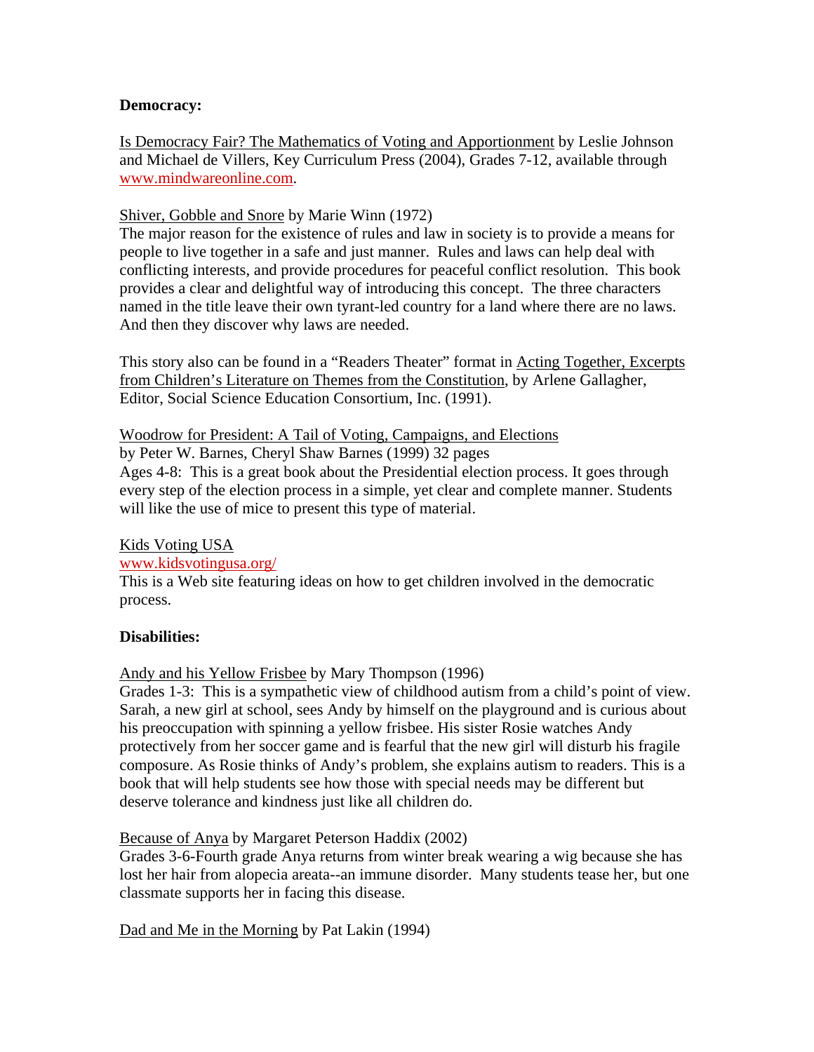**Democracy:**

Is Democracy Fair? The Mathematics of Voting and Apportionment by Leslie Johnson and Michael de Villers, Key Curriculum Press (2004), Grades 7-12, available through www.mindwareonline.com.

Shiver, Gobble and Snore by Marie Winn (1972)
The major reason for the existence of rules and law in society is to provide a means for people to live together in a safe and just manner. Rules and laws can help deal with conflicting interests, and provide procedures for peaceful conflict resolution. This book provides a clear and delightful way of introducing this concept. The three characters named in the title leave their own tyrant-led country for a land where there are no laws. And then they discover why laws are needed.

This story also can be found in a "Readers Theater" format in Acting Together, Excerpts from Children's Literature on Themes from the Constitution, by Arlene Gallagher, Editor, Social Science Education Consortium, Inc. (1991).

Woodrow for President: A Tail of Voting, Campaigns, and Elections
by Peter W. Barnes, Cheryl Shaw Barnes (1999) 32 pages
Ages 4-8: This is a great book about the Presidential election process. It goes through every step of the election process in a simple, yet clear and complete manner. Students will like the use of mice to present this type of material.

Kids Voting USA
www.kidsvotingusa.org/
This is a Web site featuring ideas on how to get children involved in the democratic process.

**Disabilities:**

Andy and his Yellow Frisbee by Mary Thompson (1996)
Grades 1-3: This is a sympathetic view of childhood autism from a child's point of view. Sarah, a new girl at school, sees Andy by himself on the playground and is curious about his preoccupation with spinning a yellow frisbee. His sister Rosie watches Andy protectively from her soccer game and is fearful that the new girl will disturb his fragile composure. As Rosie thinks of Andy's problem, she explains autism to readers. This is a book that will help students see how those with special needs may be different but deserve tolerance and kindness just like all children do.

Because of Anya by Margaret Peterson Haddix (2002)
Grades 3-6-Fourth grade Anya returns from winter break wearing a wig because she has lost her hair from alopecia areata--an immune disorder. Many students tease her, but one classmate supports her in facing this disease.

Dad and Me in the Morning by Pat Lakin (1994)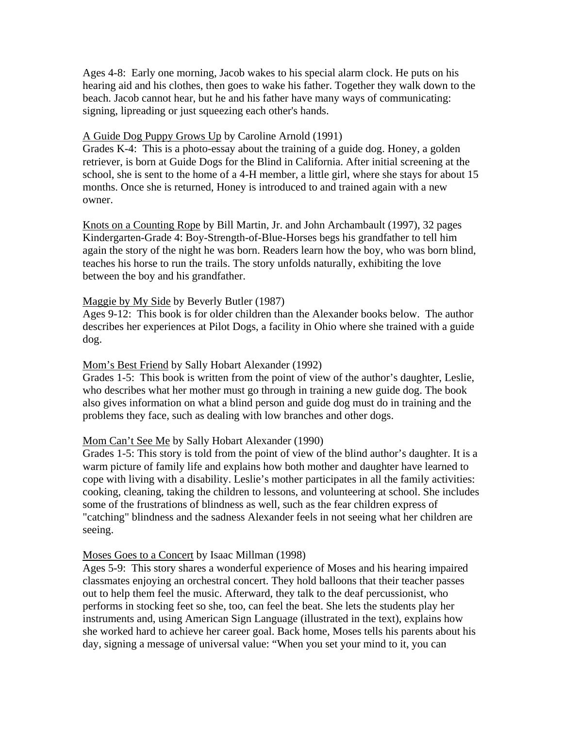Ages 4-8: Early one morning, Jacob wakes to his special alarm clock. He puts on his hearing aid and his clothes, then goes to wake his father. Together they walk down to the beach. Jacob cannot hear, but he and his father have many ways of communicating: signing, lipreading or just squeezing each other's hands.

<u>A Guide Dog Puppy Grows Up</u> by Caroline Arnold (1991)
Grades K-4: This is a photo-essay about the training of a guide dog. Honey, a golden retriever, is born at Guide Dogs for the Blind in California. After initial screening at the school, she is sent to the home of a 4-H member, a little girl, where she stays for about 15 months. Once she is returned, Honey is introduced to and trained again with a new owner.

<u>Knots on a Counting Rope</u> by Bill Martin, Jr. and John Archambault (1997), 32 pages
Kindergarten-Grade 4: Boy-Strength-of-Blue-Horses begs his grandfather to tell him again the story of the night he was born. Readers learn how the boy, who was born blind, teaches his horse to run the trails. The story unfolds naturally, exhibiting the love between the boy and his grandfather.

<u>Maggie by My Side</u> by Beverly Butler (1987)
Ages 9-12: This book is for older children than the Alexander books below. The author describes her experiences at Pilot Dogs, a facility in Ohio where she trained with a guide dog.

<u>Mom's Best Friend</u> by Sally Hobart Alexander (1992)
Grades 1-5: This book is written from the point of view of the author's daughter, Leslie, who describes what her mother must go through in training a new guide dog. The book also gives information on what a blind person and guide dog must do in training and the problems they face, such as dealing with low branches and other dogs.

<u>Mom Can't See Me</u> by Sally Hobart Alexander (1990)
Grades 1-5: This story is told from the point of view of the blind author's daughter. It is a warm picture of family life and explains how both mother and daughter have learned to cope with living with a disability. Leslie's mother participates in all the family activities: cooking, cleaning, taking the children to lessons, and volunteering at school. She includes some of the frustrations of blindness as well, such as the fear children express of "catching" blindness and the sadness Alexander feels in not seeing what her children are seeing.

<u>Moses Goes to a Concert</u> by Isaac Millman (1998)
Ages 5-9: This story shares a wonderful experience of Moses and his hearing impaired classmates enjoying an orchestral concert. They hold balloons that their teacher passes out to help them feel the music. Afterward, they talk to the deaf percussionist, who performs in stocking feet so she, too, can feel the beat. She lets the students play her instruments and, using American Sign Language (illustrated in the text), explains how she worked hard to achieve her career goal. Back home, Moses tells his parents about his day, signing a message of universal value: "When you set your mind to it, you can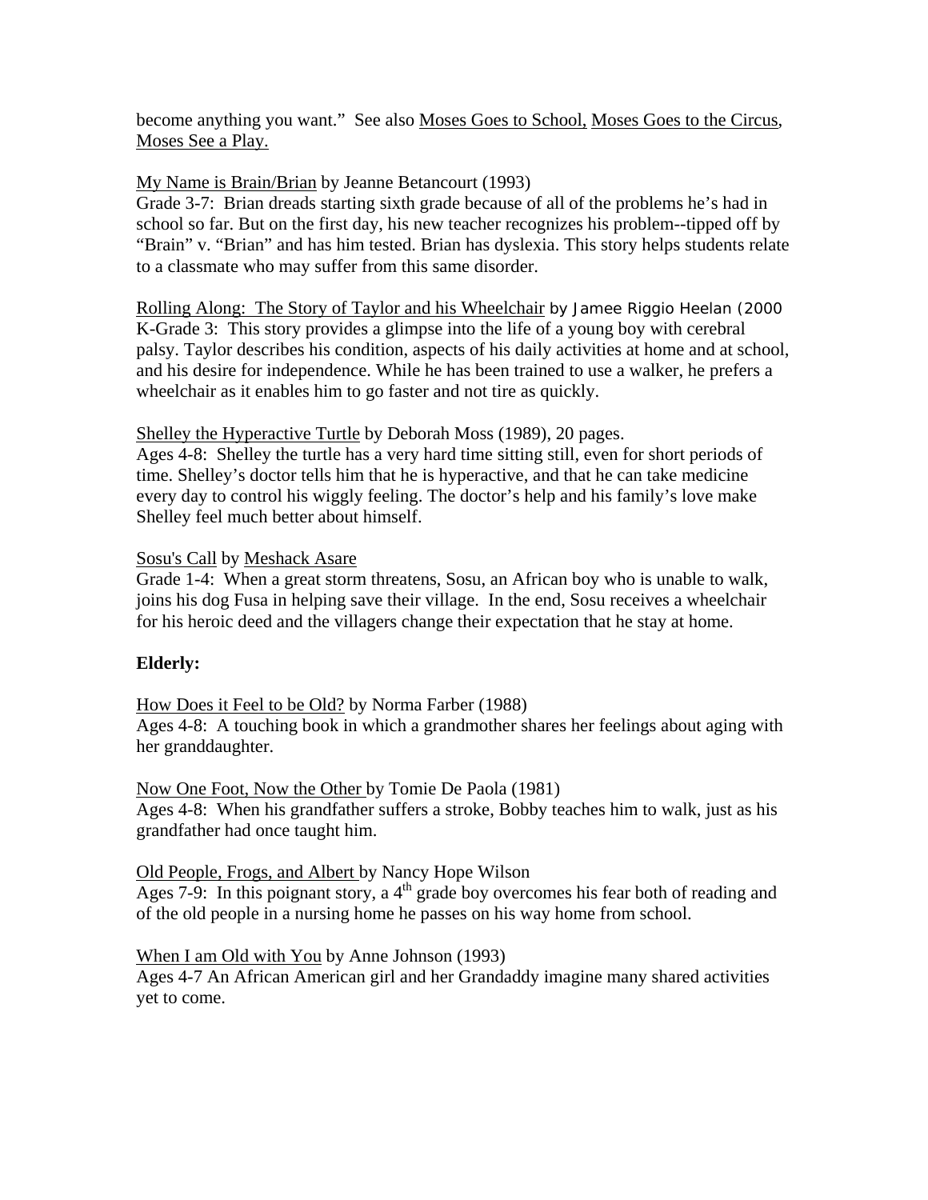become anything you want."  See also Moses Goes to School, Moses Goes to the Circus, Moses See a Play.

My Name is Brain/Brian by Jeanne Betancourt (1993)
Grade 3-7:  Brian dreads starting sixth grade because of all of the problems he's had in school so far. But on the first day, his new teacher recognizes his problem--tipped off by "Brain" v. "Brian" and has him tested. Brian has dyslexia. This story helps students relate to a classmate who may suffer from this same disorder.

Rolling Along:  The Story of Taylor and his Wheelchair by Jamee Riggio Heelan (2000
K-Grade 3:  This story provides a glimpse into the life of a young boy with cerebral palsy. Taylor describes his condition, aspects of his daily activities at home and at school, and his desire for independence. While he has been trained to use a walker, he prefers a wheelchair as it enables him to go faster and not tire as quickly.

Shelley the Hyperactive Turtle by Deborah Moss (1989), 20 pages.
Ages 4-8:  Shelley the turtle has a very hard time sitting still, even for short periods of time. Shelley's doctor tells him that he is hyperactive, and that he can take medicine every day to control his wiggly feeling. The doctor's help and his family's love make Shelley feel much better about himself.

Sosu's Call by Meshack Asare
Grade 1-4:  When a great storm threatens, Sosu, an African boy who is unable to walk, joins his dog Fusa in helping save their village.  In the end, Sosu receives a wheelchair for his heroic deed and the villagers change their expectation that he stay at home.

**Elderly:**

How Does it Feel to be Old? by Norma Farber (1988)
Ages 4-8:  A touching book in which a grandmother shares her feelings about aging with her granddaughter.

Now One Foot, Now the Other by Tomie De Paola (1981)
Ages 4-8:  When his grandfather suffers a stroke, Bobby teaches him to walk, just as his grandfather had once taught him.

Old People, Frogs, and Albert by Nancy Hope Wilson
Ages 7-9:  In this poignant story, a 4th grade boy overcomes his fear both of reading and of the old people in a nursing home he passes on his way home from school.

When I am Old with You by Anne Johnson (1993)
Ages 4-7 An African American girl and her Grandaddy imagine many shared activities yet to come.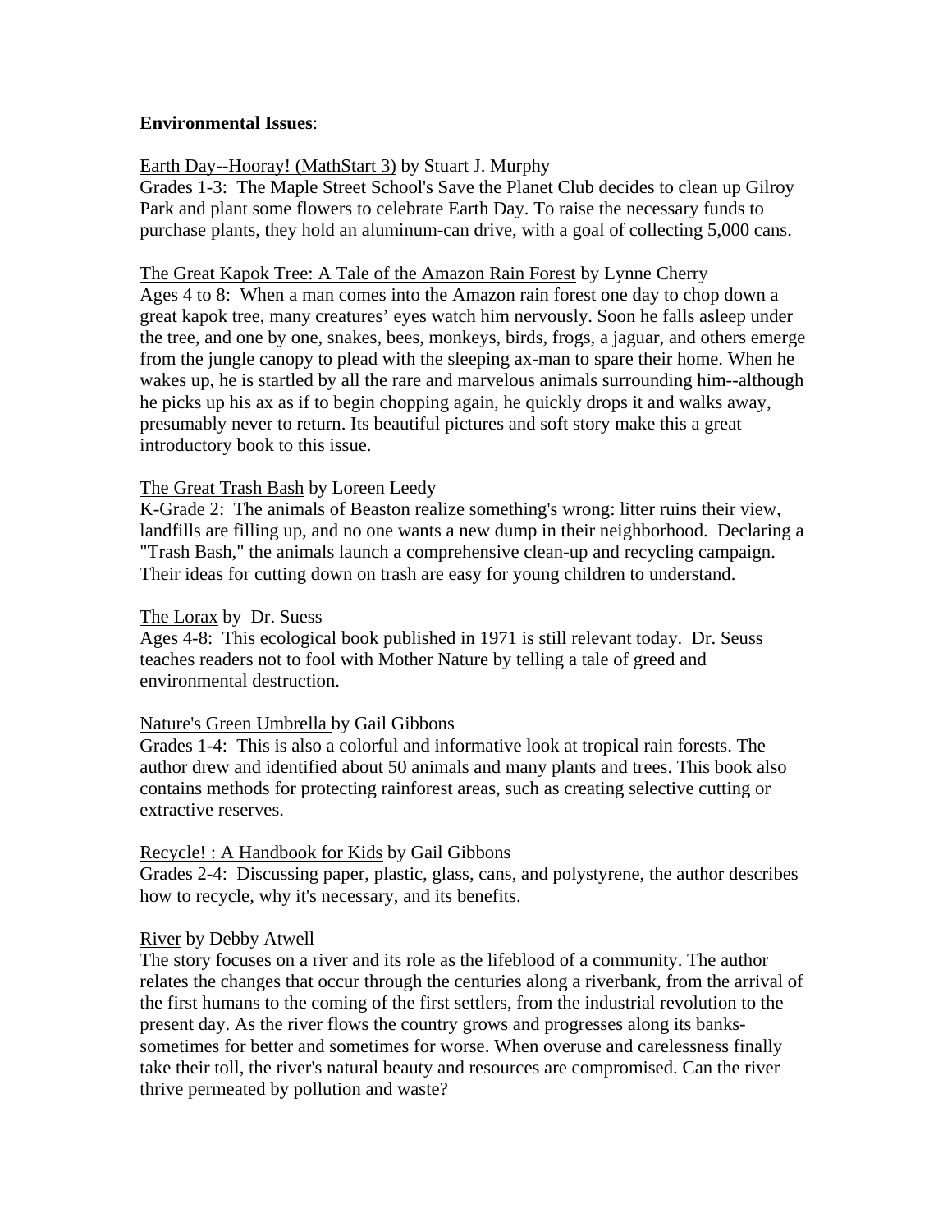**Environmental Issues**:

Earth Day--Hooray! (MathStart 3) by Stuart J. Murphy
Grades 1-3: The Maple Street School's Save the Planet Club decides to clean up Gilroy Park and plant some flowers to celebrate Earth Day. To raise the necessary funds to purchase plants, they hold an aluminum-can drive, with a goal of collecting 5,000 cans.

The Great Kapok Tree: A Tale of the Amazon Rain Forest by Lynne Cherry
Ages 4 to 8: When a man comes into the Amazon rain forest one day to chop down a great kapok tree, many creatures' eyes watch him nervously. Soon he falls asleep under the tree, and one by one, snakes, bees, monkeys, birds, frogs, a jaguar, and others emerge from the jungle canopy to plead with the sleeping ax-man to spare their home. When he wakes up, he is startled by all the rare and marvelous animals surrounding him--although he picks up his ax as if to begin chopping again, he quickly drops it and walks away, presumably never to return. Its beautiful pictures and soft story make this a great introductory book to this issue.

The Great Trash Bash by Loreen Leedy
K-Grade 2: The animals of Beaston realize something's wrong: litter ruins their view, landfills are filling up, and no one wants a new dump in their neighborhood. Declaring a "Trash Bash," the animals launch a comprehensive clean-up and recycling campaign. Their ideas for cutting down on trash are easy for young children to understand.

The Lorax by Dr. Suess
Ages 4-8: This ecological book published in 1971 is still relevant today. Dr. Seuss teaches readers not to fool with Mother Nature by telling a tale of greed and environmental destruction.

Nature's Green Umbrella by Gail Gibbons
Grades 1-4: This is also a colorful and informative look at tropical rain forests. The author drew and identified about 50 animals and many plants and trees. This book also contains methods for protecting rainforest areas, such as creating selective cutting or extractive reserves.

Recycle! : A Handbook for Kids by Gail Gibbons
Grades 2-4: Discussing paper, plastic, glass, cans, and polystyrene, the author describes how to recycle, why it's necessary, and its benefits.

River by Debby Atwell
The story focuses on a river and its role as the lifeblood of a community. The author relates the changes that occur through the centuries along a riverbank, from the arrival of the first humans to the coming of the first settlers, from the industrial revolution to the present day. As the river flows the country grows and progresses along its banks-sometimes for better and sometimes for worse. When overuse and carelessness finally take their toll, the river's natural beauty and resources are compromised. Can the river thrive permeated by pollution and waste?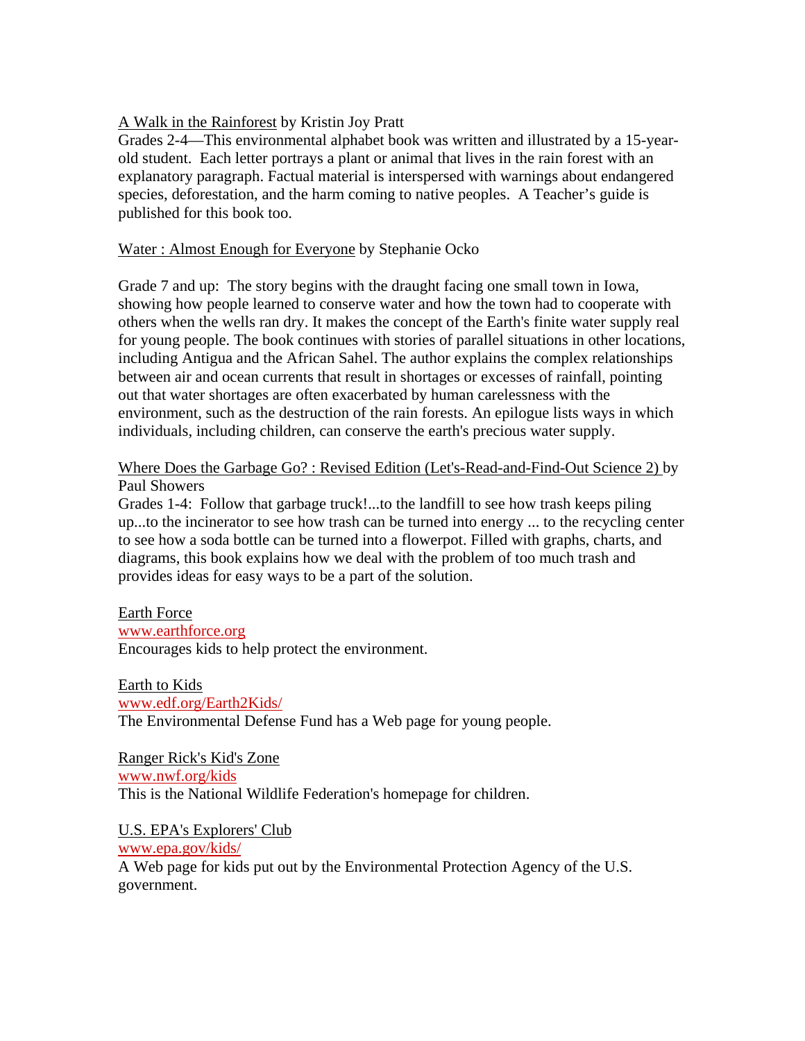<u>A Walk in the Rainforest</u> by Kristin Joy Pratt
Grades 2-4—This environmental alphabet book was written and illustrated by a 15-year-old student. Each letter portrays a plant or animal that lives in the rain forest with an explanatory paragraph. Factual material is interspersed with warnings about endangered species, deforestation, and the harm coming to native peoples. A Teacher's guide is published for this book too.

<u>Water : Almost Enough for Everyone</u> by Stephanie Ocko

Grade 7 and up: The story begins with the draught facing one small town in Iowa, showing how people learned to conserve water and how the town had to cooperate with others when the wells ran dry. It makes the concept of the Earth's finite water supply real for young people. The book continues with stories of parallel situations in other locations, including Antigua and the African Sahel. The author explains the complex relationships between air and ocean currents that result in shortages or excesses of rainfall, pointing out that water shortages are often exacerbated by human carelessness with the environment, such as the destruction of the rain forests. An epilogue lists ways in which individuals, including children, can conserve the earth's precious water supply.

<u>Where Does the Garbage Go? : Revised Edition (Let's-Read-and-Find-Out Science 2)</u> by Paul Showers
Grades 1-4: Follow that garbage truck!...to the landfill to see how trash keeps piling up...to the incinerator to see how trash can be turned into energy ... to the recycling center to see how a soda bottle can be turned into a flowerpot. Filled with graphs, charts, and diagrams, this book explains how we deal with the problem of too much trash and provides ideas for easy ways to be a part of the solution.

<u>Earth Force</u>
www.earthforce.org
Encourages kids to help protect the environment.

<u>Earth to Kids</u>
www.edf.org/Earth2Kids/
The Environmental Defense Fund has a Web page for young people.

<u>Ranger Rick's Kid's Zone</u>
www.nwf.org/kids
This is the National Wildlife Federation's homepage for children.

<u>U.S. EPA's Explorers' Club</u>
www.epa.gov/kids/
A Web page for kids put out by the Environmental Protection Agency of the U.S. government.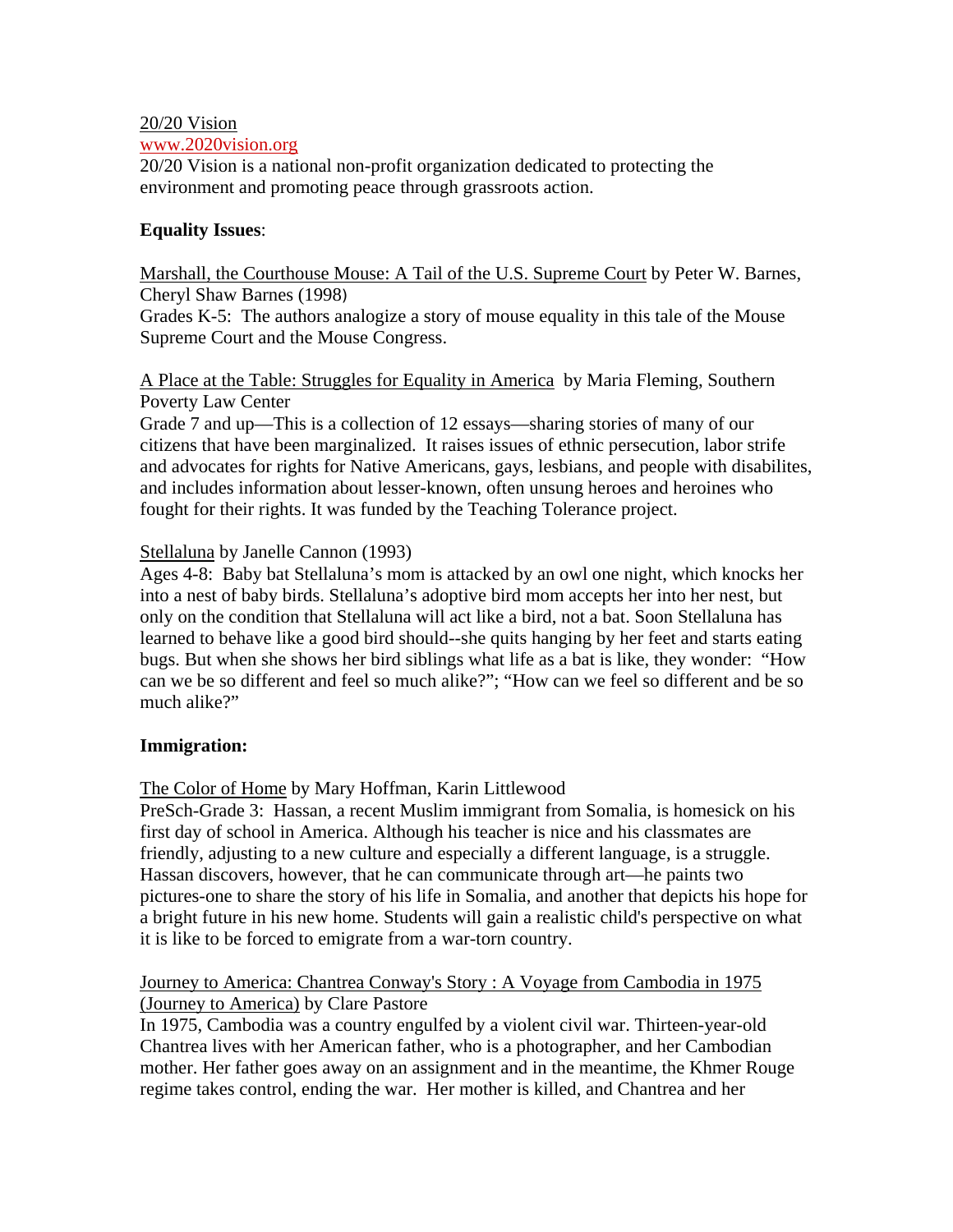<u>20/20 Vision</u>
<u>www.2020vision.org</u>
20/20 Vision is a national non-profit organization dedicated to protecting the environment and promoting peace through grassroots action.

**Equality Issues**:

<u>Marshall, the Courthouse Mouse: A Tail of the U.S. Supreme Court</u> by Peter W. Barnes, Cheryl Shaw Barnes (1998)
Grades K-5: The authors analogize a story of mouse equality in this tale of the Mouse Supreme Court and the Mouse Congress.

<u>A Place at the Table: Struggles for Equality in America</u> by Maria Fleming, Southern Poverty Law Center
Grade 7 and up—This is a collection of 12 essays—sharing stories of many of our citizens that have been marginalized. It raises issues of ethnic persecution, labor strife and advocates for rights for Native Americans, gays, lesbians, and people with disabilites, and includes information about lesser-known, often unsung heroes and heroines who fought for their rights. It was funded by the Teaching Tolerance project.

<u>Stellaluna</u> by Janelle Cannon (1993)
Ages 4-8: Baby bat Stellaluna's mom is attacked by an owl one night, which knocks her into a nest of baby birds. Stellaluna's adoptive bird mom accepts her into her nest, but only on the condition that Stellaluna will act like a bird, not a bat. Soon Stellaluna has learned to behave like a good bird should--she quits hanging by her feet and starts eating bugs. But when she shows her bird siblings what life as a bat is like, they wonder: "How can we be so different and feel so much alike?"; "How can we feel so different and be so much alike?"

**Immigration:**

<u>The Color of Home</u> by Mary Hoffman, Karin Littlewood
PreSch-Grade 3: Hassan, a recent Muslim immigrant from Somalia, is homesick on his first day of school in America. Although his teacher is nice and his classmates are friendly, adjusting to a new culture and especially a different language, is a struggle. Hassan discovers, however, that he can communicate through art—he paints two pictures-one to share the story of his life in Somalia, and another that depicts his hope for a bright future in his new home. Students will gain a realistic child's perspective on what it is like to be forced to emigrate from a war-torn country.

<u>Journey to America: Chantrea Conway's Story : A Voyage from Cambodia in 1975 (Journey to America)</u> by Clare Pastore
In 1975, Cambodia was a country engulfed by a violent civil war. Thirteen-year-old Chantrea lives with her American father, who is a photographer, and her Cambodian mother. Her father goes away on an assignment and in the meantime, the Khmer Rouge regime takes control, ending the war. Her mother is killed, and Chantrea and her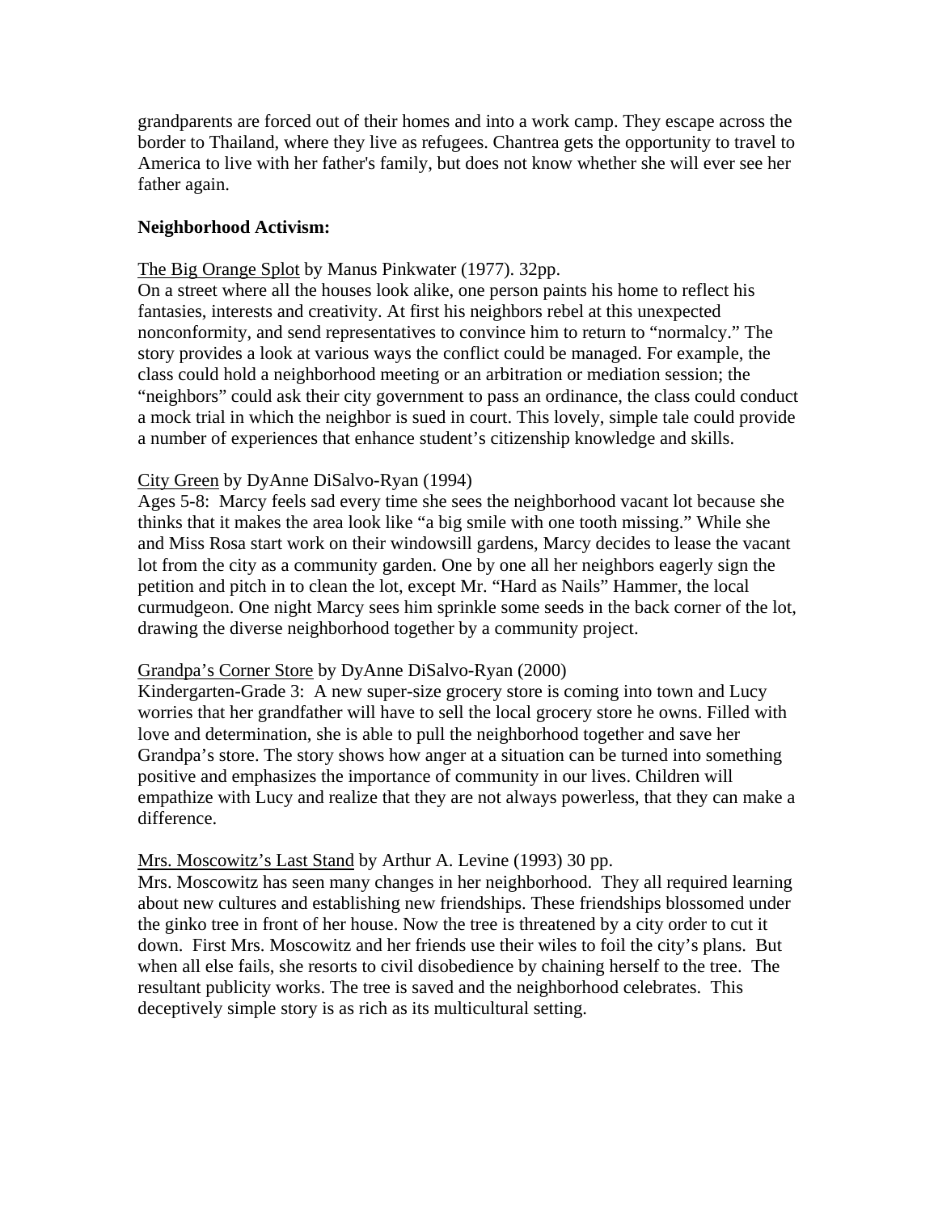grandparents are forced out of their homes and into a work camp. They escape across the border to Thailand, where they live as refugees. Chantrea gets the opportunity to travel to America to live with her father's family, but does not know whether she will ever see her father again.

**Neighborhood Activism:**

<u>The Big Orange Splot</u> by Manus Pinkwater (1977). 32pp.
On a street where all the houses look alike, one person paints his home to reflect his fantasies, interests and creativity. At first his neighbors rebel at this unexpected nonconformity, and send representatives to convince him to return to "normalcy." The story provides a look at various ways the conflict could be managed. For example, the class could hold a neighborhood meeting or an arbitration or mediation session; the "neighbors" could ask their city government to pass an ordinance, the class could conduct a mock trial in which the neighbor is sued in court. This lovely, simple tale could provide a number of experiences that enhance student's citizenship knowledge and skills.

<u>City Green</u> by DyAnne DiSalvo-Ryan (1994)
Ages 5-8: Marcy feels sad every time she sees the neighborhood vacant lot because she thinks that it makes the area look like "a big smile with one tooth missing." While she and Miss Rosa start work on their windowsill gardens, Marcy decides to lease the vacant lot from the city as a community garden. One by one all her neighbors eagerly sign the petition and pitch in to clean the lot, except Mr. "Hard as Nails" Hammer, the local curmudgeon. One night Marcy sees him sprinkle some seeds in the back corner of the lot, drawing the diverse neighborhood together by a community project.

<u>Grandpa's Corner Store</u> by DyAnne DiSalvo-Ryan (2000)
Kindergarten-Grade 3: A new super-size grocery store is coming into town and Lucy worries that her grandfather will have to sell the local grocery store he owns. Filled with love and determination, she is able to pull the neighborhood together and save her Grandpa's store. The story shows how anger at a situation can be turned into something positive and emphasizes the importance of community in our lives. Children will empathize with Lucy and realize that they are not always powerless, that they can make a difference.

<u>Mrs. Moscowitz's Last Stand</u> by Arthur A. Levine (1993) 30 pp.
Mrs. Moscowitz has seen many changes in her neighborhood. They all required learning about new cultures and establishing new friendships. These friendships blossomed under the ginko tree in front of her house. Now the tree is threatened by a city order to cut it down. First Mrs. Moscowitz and her friends use their wiles to foil the city's plans. But when all else fails, she resorts to civil disobedience by chaining herself to the tree. The resultant publicity works. The tree is saved and the neighborhood celebrates. This deceptively simple story is as rich as its multicultural setting.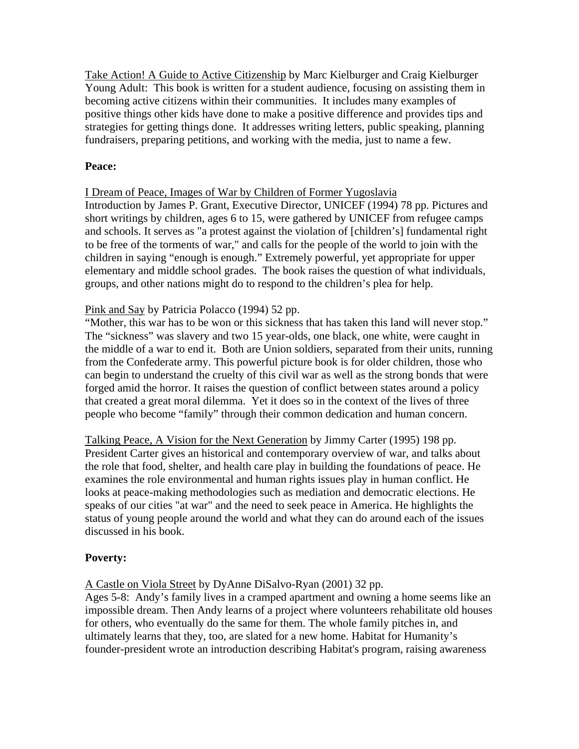Take Action! A Guide to Active Citizenship by Marc Kielburger and Craig Kielburger
Young Adult: This book is written for a student audience, focusing on assisting them in becoming active citizens within their communities. It includes many examples of positive things other kids have done to make a positive difference and provides tips and strategies for getting things done. It addresses writing letters, public speaking, planning fundraisers, preparing petitions, and working with the media, just to name a few.

**Peace:**

I Dream of Peace, Images of War by Children of Former Yugoslavia
Introduction by James P. Grant, Executive Director, UNICEF (1994) 78 pp. Pictures and short writings by children, ages 6 to 15, were gathered by UNICEF from refugee camps and schools. It serves as "a protest against the violation of [children's] fundamental right to be free of the torments of war," and calls for the people of the world to join with the children in saying "enough is enough." Extremely powerful, yet appropriate for upper elementary and middle school grades. The book raises the question of what individuals, groups, and other nations might do to respond to the children's plea for help.

Pink and Say by Patricia Polacco (1994) 52 pp.
"Mother, this war has to be won or this sickness that has taken this land will never stop." The "sickness" was slavery and two 15 year-olds, one black, one white, were caught in the middle of a war to end it. Both are Union soldiers, separated from their units, running from the Confederate army. This powerful picture book is for older children, those who can begin to understand the cruelty of this civil war as well as the strong bonds that were forged amid the horror. It raises the question of conflict between states around a policy that created a great moral dilemma. Yet it does so in the context of the lives of three people who become "family" through their common dedication and human concern.

Talking Peace, A Vision for the Next Generation by Jimmy Carter (1995) 198 pp.
President Carter gives an historical and contemporary overview of war, and talks about the role that food, shelter, and health care play in building the foundations of peace. He examines the role environmental and human rights issues play in human conflict. He looks at peace-making methodologies such as mediation and democratic elections. He speaks of our cities "at war" and the need to seek peace in America. He highlights the status of young people around the world and what they can do around each of the issues discussed in his book.

**Poverty:**

A Castle on Viola Street by DyAnne DiSalvo-Ryan (2001) 32 pp.
Ages 5-8: Andy's family lives in a cramped apartment and owning a home seems like an impossible dream. Then Andy learns of a project where volunteers rehabilitate old houses for others, who eventually do the same for them. The whole family pitches in, and ultimately learns that they, too, are slated for a new home. Habitat for Humanity's founder-president wrote an introduction describing Habitat's program, raising awareness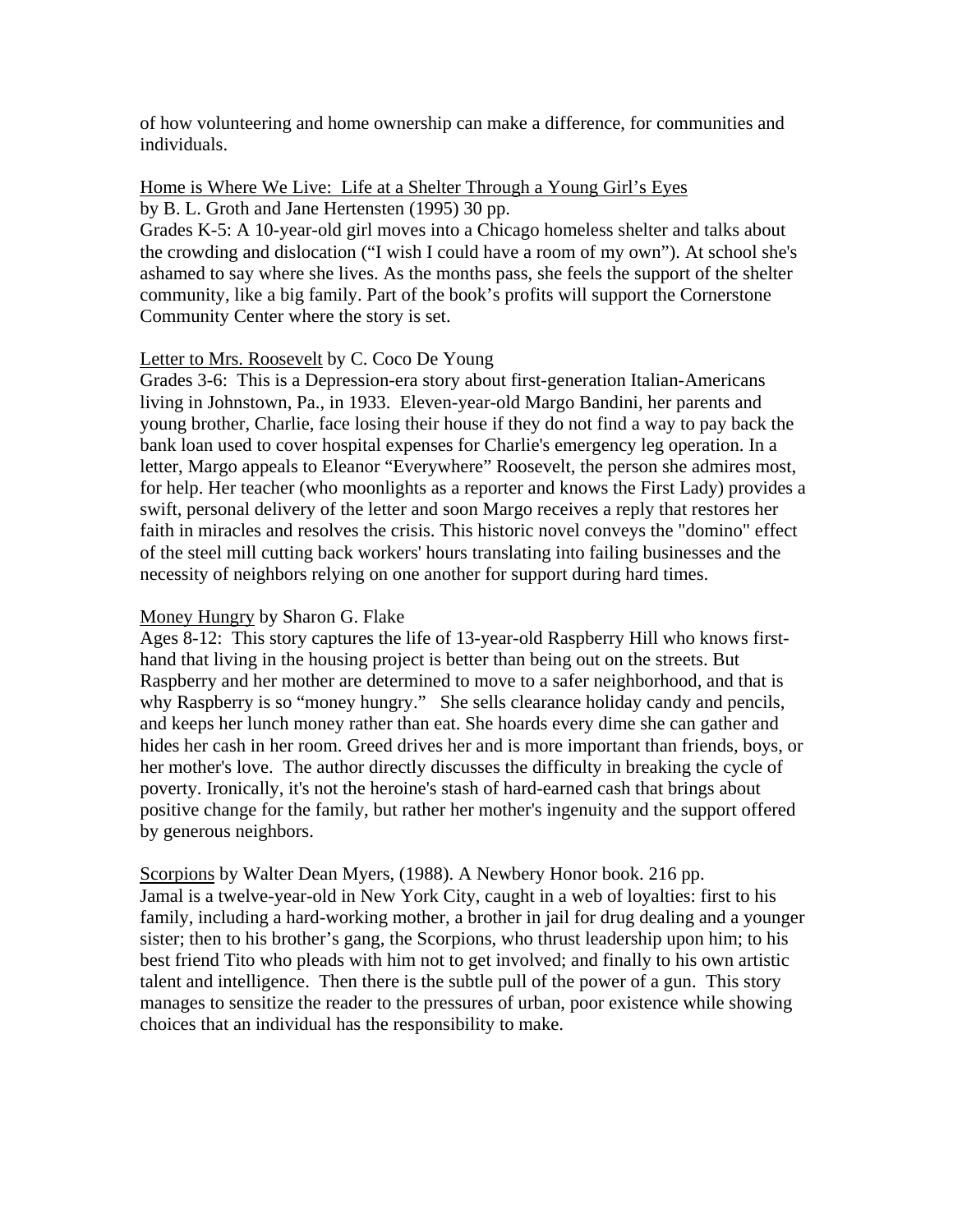of how volunteering and home ownership can make a difference, for communities and individuals.

<u>Home is Where We Live: Life at a Shelter Through a Young Girl's Eyes</u>
by B. L. Groth and Jane Hertensten (1995) 30 pp.
Grades K-5: A 10-year-old girl moves into a Chicago homeless shelter and talks about the crowding and dislocation ("I wish I could have a room of my own"). At school she's ashamed to say where she lives. As the months pass, she feels the support of the shelter community, like a big family. Part of the book's profits will support the Cornerstone Community Center where the story is set.

<u>Letter to Mrs. Roosevelt</u> by C. Coco De Young
Grades 3-6: This is a Depression-era story about first-generation Italian-Americans living in Johnstown, Pa., in 1933. Eleven-year-old Margo Bandini, her parents and young brother, Charlie, face losing their house if they do not find a way to pay back the bank loan used to cover hospital expenses for Charlie's emergency leg operation. In a letter, Margo appeals to Eleanor "Everywhere" Roosevelt, the person she admires most, for help. Her teacher (who moonlights as a reporter and knows the First Lady) provides a swift, personal delivery of the letter and soon Margo receives a reply that restores her faith in miracles and resolves the crisis. This historic novel conveys the "domino" effect of the steel mill cutting back workers' hours translating into failing businesses and the necessity of neighbors relying on one another for support during hard times.

<u>Money Hungry</u> by Sharon G. Flake
Ages 8-12: This story captures the life of 13-year-old Raspberry Hill who knows first-hand that living in the housing project is better than being out on the streets. But Raspberry and her mother are determined to move to a safer neighborhood, and that is why Raspberry is so "money hungry." She sells clearance holiday candy and pencils, and keeps her lunch money rather than eat. She hoards every dime she can gather and hides her cash in her room. Greed drives her and is more important than friends, boys, or her mother's love. The author directly discusses the difficulty in breaking the cycle of poverty. Ironically, it's not the heroine's stash of hard-earned cash that brings about positive change for the family, but rather her mother's ingenuity and the support offered by generous neighbors.

<u>Scorpions</u> by Walter Dean Myers, (1988). A Newbery Honor book. 216 pp.
Jamal is a twelve-year-old in New York City, caught in a web of loyalties: first to his family, including a hard-working mother, a brother in jail for drug dealing and a younger sister; then to his brother's gang, the Scorpions, who thrust leadership upon him; to his best friend Tito who pleads with him not to get involved; and finally to his own artistic talent and intelligence. Then there is the subtle pull of the power of a gun. This story manages to sensitize the reader to the pressures of urban, poor existence while showing choices that an individual has the responsibility to make.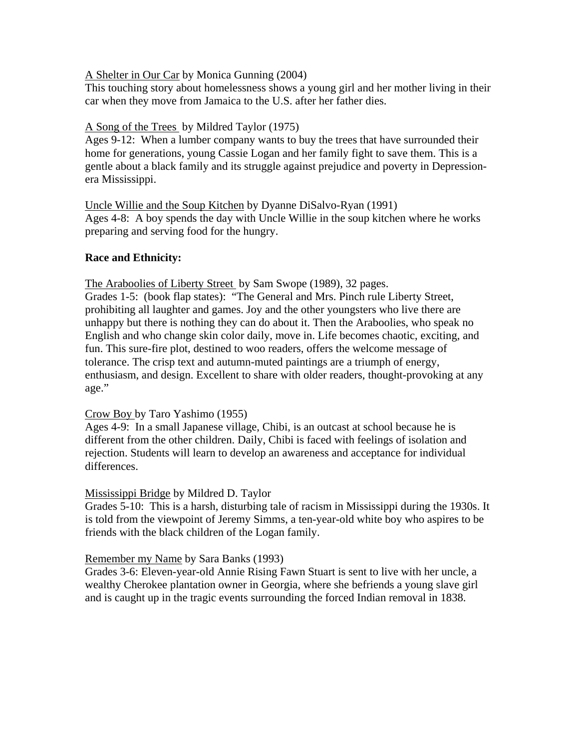A Shelter in Our Car by Monica Gunning (2004)
This touching story about homelessness shows a young girl and her mother living in their car when they move from Jamaica to the U.S. after her father dies.

A Song of the Trees by Mildred Taylor (1975)
Ages 9-12: When a lumber company wants to buy the trees that have surrounded their home for generations, young Cassie Logan and her family fight to save them. This is a gentle about a black family and its struggle against prejudice and poverty in Depression-era Mississippi.

Uncle Willie and the Soup Kitchen by Dyanne DiSalvo-Ryan (1991)
Ages 4-8: A boy spends the day with Uncle Willie in the soup kitchen where he works preparing and serving food for the hungry.

**Race and Ethnicity:**

The Araboolies of Liberty Street by Sam Swope (1989), 32 pages.
Grades 1-5: (book flap states): "The General and Mrs. Pinch rule Liberty Street, prohibiting all laughter and games. Joy and the other youngsters who live there are unhappy but there is nothing they can do about it. Then the Araboolies, who speak no English and who change skin color daily, move in. Life becomes chaotic, exciting, and fun. This sure-fire plot, destined to woo readers, offers the welcome message of tolerance. The crisp text and autumn-muted paintings are a triumph of energy, enthusiasm, and design. Excellent to share with older readers, thought-provoking at any age."

Crow Boy by Taro Yashimo (1955)
Ages 4-9: In a small Japanese village, Chibi, is an outcast at school because he is different from the other children. Daily, Chibi is faced with feelings of isolation and rejection. Students will learn to develop an awareness and acceptance for individual differences.

Mississippi Bridge by Mildred D. Taylor
Grades 5-10: This is a harsh, disturbing tale of racism in Mississippi during the 1930s. It is told from the viewpoint of Jeremy Simms, a ten-year-old white boy who aspires to be friends with the black children of the Logan family.

Remember my Name by Sara Banks (1993)
Grades 3-6: Eleven-year-old Annie Rising Fawn Stuart is sent to live with her uncle, a wealthy Cherokee plantation owner in Georgia, where she befriends a young slave girl and is caught up in the tragic events surrounding the forced Indian removal in 1838.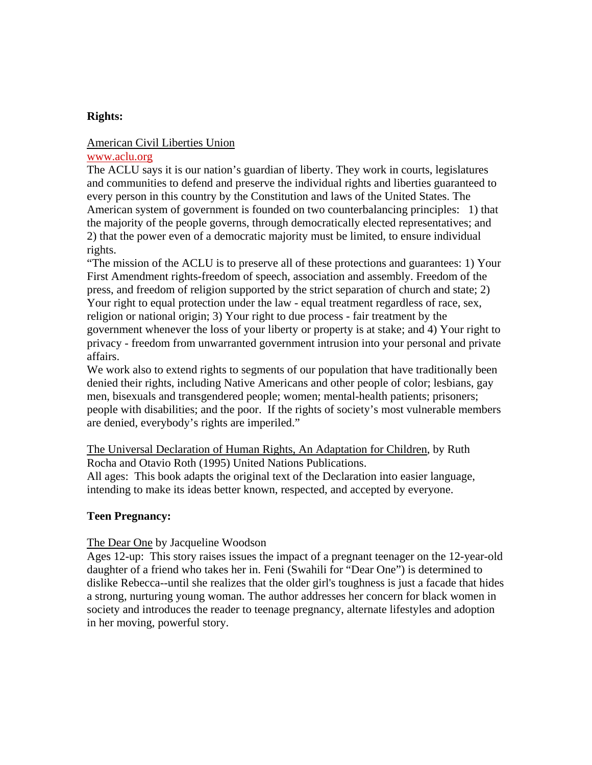**Rights:**

American Civil Liberties Union
www.aclu.org
The ACLU says it is our nation's guardian of liberty. They work in courts, legislatures and communities to defend and preserve the individual rights and liberties guaranteed to every person in this country by the Constitution and laws of the United States. The American system of government is founded on two counterbalancing principles: 1) that the majority of the people governs, through democratically elected representatives; and 2) that the power even of a democratic majority must be limited, to ensure individual rights.
"The mission of the ACLU is to preserve all of these protections and guarantees: 1) Your First Amendment rights-freedom of speech, association and assembly. Freedom of the press, and freedom of religion supported by the strict separation of church and state; 2) Your right to equal protection under the law - equal treatment regardless of race, sex, religion or national origin; 3) Your right to due process - fair treatment by the government whenever the loss of your liberty or property is at stake; and 4) Your right to privacy - freedom from unwarranted government intrusion into your personal and private affairs.
We work also to extend rights to segments of our population that have traditionally been denied their rights, including Native Americans and other people of color; lesbians, gay men, bisexuals and transgendered people; women; mental-health patients; prisoners; people with disabilities; and the poor. If the rights of society's most vulnerable members are denied, everybody's rights are imperiled."

The Universal Declaration of Human Rights, An Adaptation for Children, by Ruth Rocha and Otavio Roth (1995) United Nations Publications.
All ages: This book adapts the original text of the Declaration into easier language, intending to make its ideas better known, respected, and accepted by everyone.

**Teen Pregnancy:**

The Dear One by Jacqueline Woodson
Ages 12-up: This story raises issues the impact of a pregnant teenager on the 12-year-old daughter of a friend who takes her in. Feni (Swahili for "Dear One") is determined to dislike Rebecca--until she realizes that the older girl's toughness is just a facade that hides a strong, nurturing young woman. The author addresses her concern for black women in society and introduces the reader to teenage pregnancy, alternate lifestyles and adoption in her moving, powerful story.